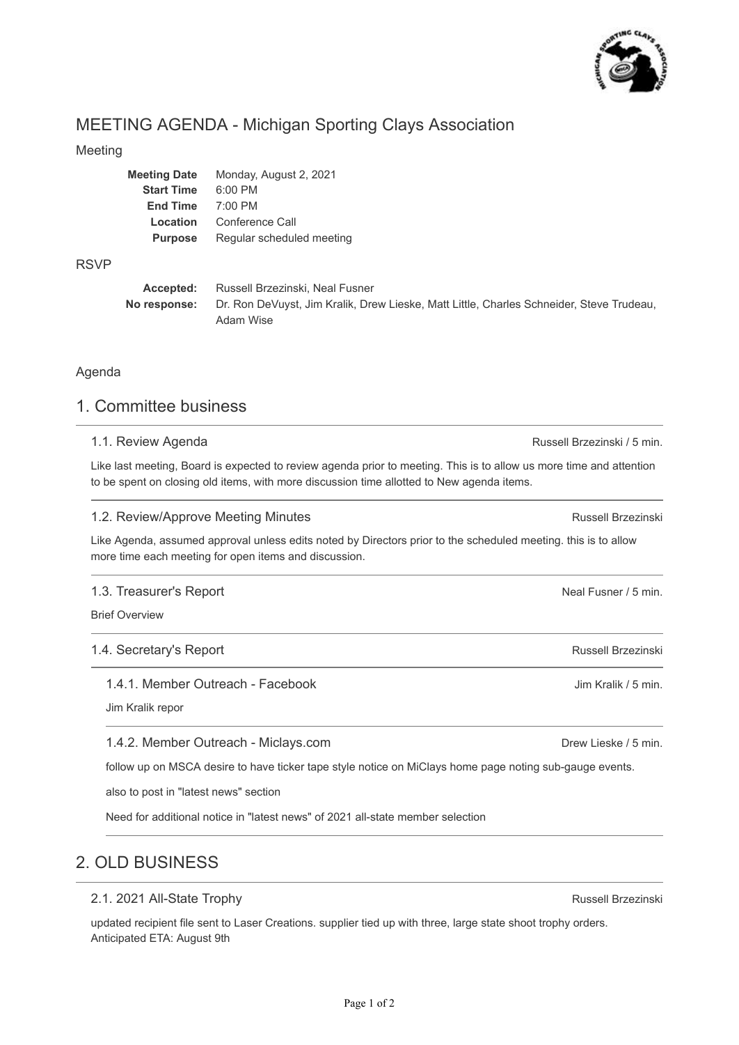# MEETING AGENDA - Michigan Sporting Clays Association

## Meeting

| | |
|---|---|
| **Meeting Date** | Monday, August 2, 2021 |
| **Start Time** | 6:00 PM |
| **End Time** | 7:00 PM |
| **Location** | Conference Call |
| **Purpose** | Regular scheduled meeting |

## RSVP

| | |
|---|---|
| **Accepted:** | Russell Brzezinski, Neal Fusner |
| **No response:** | Dr. Ron DeVuyst, Jim Kralik, Drew Lieske, Matt Little, Charles Schneider, Steve Trudeau, Adam Wise |

## Agenda

# 1. Committee business

### 1.1. Review Agenda

Russell Brzezinski / 5 min.

Like last meeting, Board is expected to review agenda prior to meeting. This is to allow us more time and attention to be spent on closing old items, with more discussion time allotted to New agenda items.

### 1.2. Review/Approve Meeting Minutes

Russell Brzezinski

Like Agenda, assumed approval unless edits noted by Directors prior to the scheduled meeting. this is to allow more time each meeting for open items and discussion.

### 1.3. Treasurer's Report

Neal Fusner / 5 min.

Brief Overview

### 1.4. Secretary's Report

Russell Brzezinski

#### 1.4.1. Member Outreach - Facebook

Jim Kralik / 5 min.

Jim Kralik repor

#### 1.4.2. Member Outreach - Miclays.com

Drew Lieske / 5 min.

follow up on MSCA desire to have ticker tape style notice on MiClays home page noting sub-gauge events.

also to post in "latest news" section

Need for additional notice in "latest news" of 2021 all-state member selection

# 2. OLD BUSINESS

### 2.1. 2021 All-State Trophy

Russell Brzezinski

updated recipient file sent to Laser Creations. supplier tied up with three, large state shoot trophy orders. Anticipated ETA: August 9th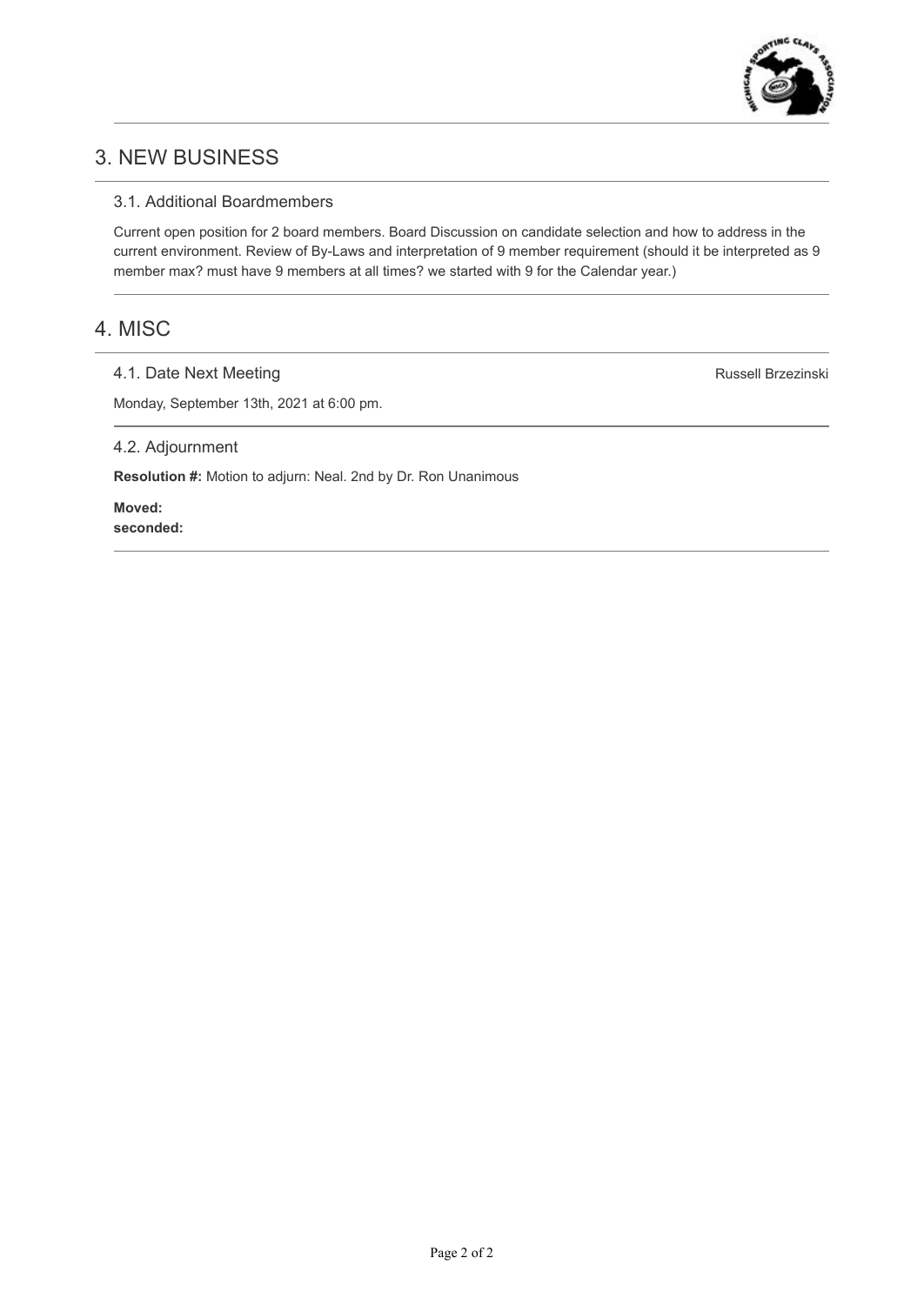## 3. NEW BUSINESS

### 3.1. Additional Boardmembers

Current open position for 2 board members. Board Discussion on candidate selection and how to address in the current environment. Review of By-Laws and interpretation of 9 member requirement (should it be interpreted as 9 member max? must have 9 members at all times? we started with 9 for the Calendar year.)

## 4. MISC

### 4.1. Date Next Meeting

Russell Brzezinski

Monday, September 13th, 2021 at 6:00 pm.

### 4.2. Adjournment

**Resolution #:** Motion to adjurn: Neal. 2nd by Dr. Ron Unanimous

**Moved:**
**seconded:**